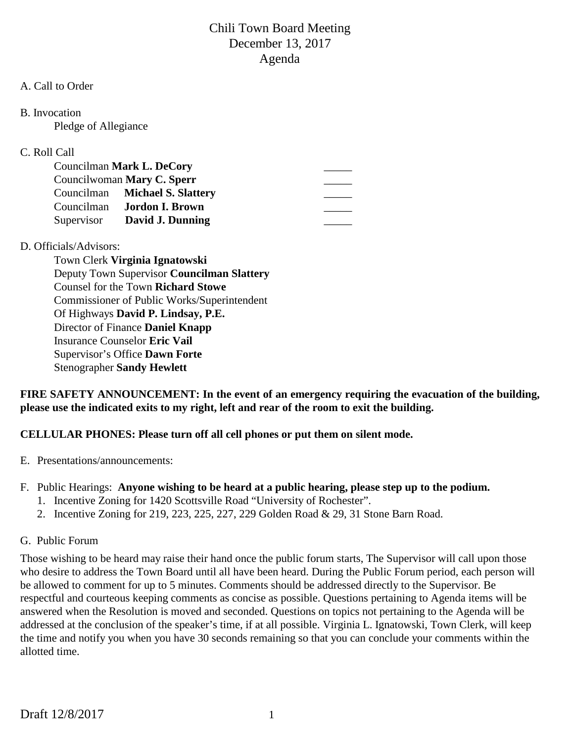# Chili Town Board Meeting
## December 13, 2017
## Agenda

A. Call to Order

B. Invocation

Pledge of Allegiance

C. Roll Call

| | |
|---|---|
| Councilman **Mark L. DeCory** | _____ |
| Councilwoman **Mary C. Sperr** | _____ |
| Councilman **Michael S. Slattery** | _____ |
| Councilman **Jordon I. Brown** | _____ |
| Supervisor **David J. Dunning** | _____ |

D. Officials/Advisors:

Town Clerk **Virginia Ignatowski**
Deputy Town Supervisor **Councilman Slattery**
Counsel for the Town **Richard Stowe**
Commissioner of Public Works/Superintendent Of Highways **David P. Lindsay, P.E.**
Director of Finance **Daniel Knapp**
Insurance Counselor **Eric Vail**
Supervisor's Office **Dawn Forte**
Stenographer **Sandy Hewlett**

**FIRE SAFETY ANNOUNCEMENT: In the event of an emergency requiring the evacuation of the building, please use the indicated exits to my right, left and rear of the room to exit the building.**

**CELLULAR PHONES: Please turn off all cell phones or put them on silent mode.**

E. Presentations/announcements:

F. Public Hearings: **Anyone wishing to be heard at a public hearing, please step up to the podium.**

1. Incentive Zoning for 1420 Scottsville Road "University of Rochester".
2. Incentive Zoning for 219, 223, 225, 227, 229 Golden Road & 29, 31 Stone Barn Road.

G. Public Forum

Those wishing to be heard may raise their hand once the public forum starts, The Supervisor will call upon those who desire to address the Town Board until all have been heard. During the Public Forum period, each person will be allowed to comment for up to 5 minutes. Comments should be addressed directly to the Supervisor. Be respectful and courteous keeping comments as concise as possible. Questions pertaining to Agenda items will be answered when the Resolution is moved and seconded. Questions on topics not pertaining to the Agenda will be addressed at the conclusion of the speaker's time, if at all possible. Virginia L. Ignatowski, Town Clerk, will keep the time and notify you when you have 30 seconds remaining so that you can conclude your comments within the allotted time.

Draft 12/8/2017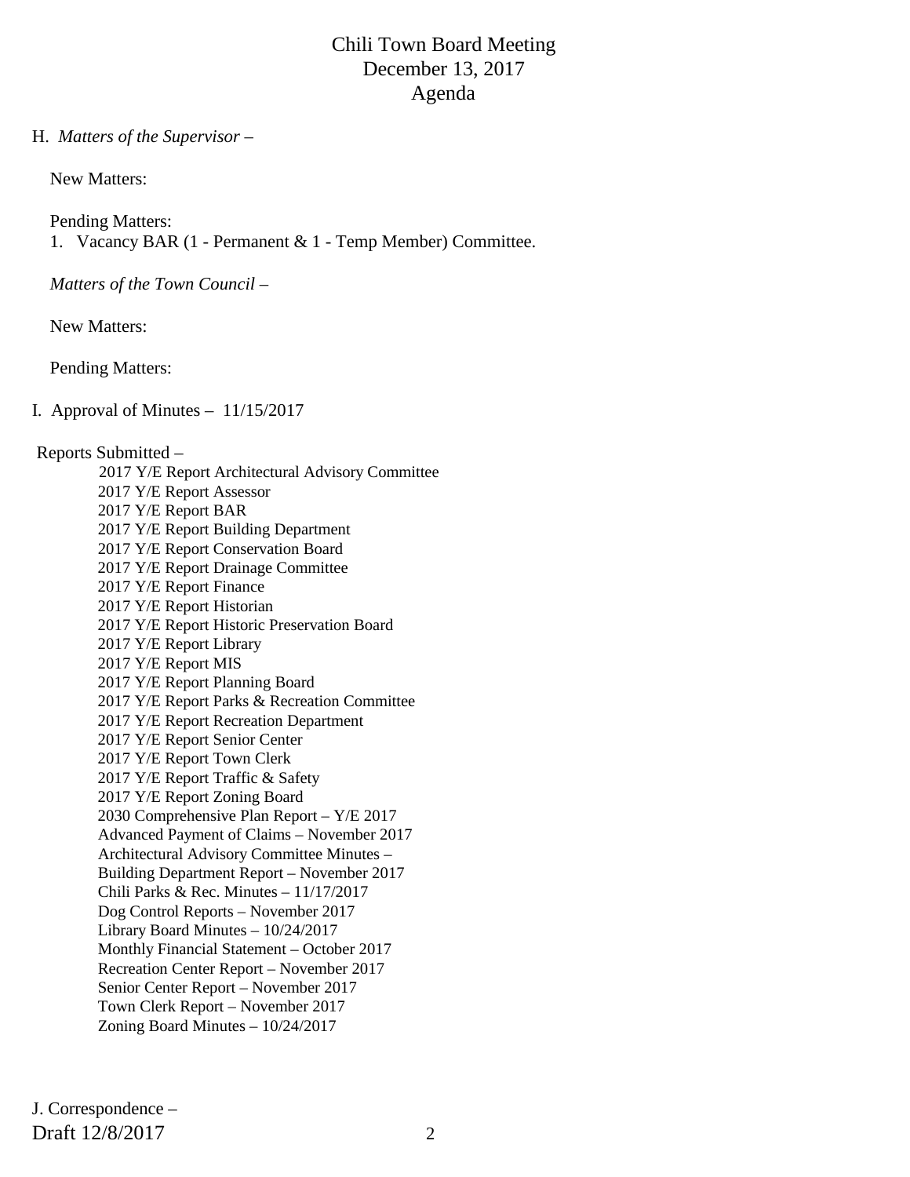# Chili Town Board Meeting
## December 13, 2017
## Agenda

H. *Matters of the Supervisor* –

New Matters:

Pending Matters:

1. Vacancy BAR (1 - Permanent & 1 - Temp Member) Committee.

*Matters of the Town Council* –

New Matters:

Pending Matters:

I. Approval of Minutes – 11/15/2017

Reports Submitted –

- 2017 Y/E Report Architectural Advisory Committee
- 2017 Y/E Report Assessor
- 2017 Y/E Report BAR
- 2017 Y/E Report Building Department
- 2017 Y/E Report Conservation Board
- 2017 Y/E Report Drainage Committee
- 2017 Y/E Report Finance
- 2017 Y/E Report Historian
- 2017 Y/E Report Historic Preservation Board
- 2017 Y/E Report Library
- 2017 Y/E Report MIS
- 2017 Y/E Report Planning Board
- 2017 Y/E Report Parks & Recreation Committee
- 2017 Y/E Report Recreation Department
- 2017 Y/E Report Senior Center
- 2017 Y/E Report Town Clerk
- 2017 Y/E Report Traffic & Safety
- 2017 Y/E Report Zoning Board
- 2030 Comprehensive Plan Report – Y/E 2017
- Advanced Payment of Claims – November 2017
- Architectural Advisory Committee Minutes –
- Building Department Report – November 2017
- Chili Parks & Rec. Minutes – 11/17/2017
- Dog Control Reports – November 2017
- Library Board Minutes – 10/24/2017
- Monthly Financial Statement – October 2017
- Recreation Center Report – November 2017
- Senior Center Report – November 2017
- Town Clerk Report – November 2017
- Zoning Board Minutes – 10/24/2017

J. Correspondence –

Draft 12/8/2017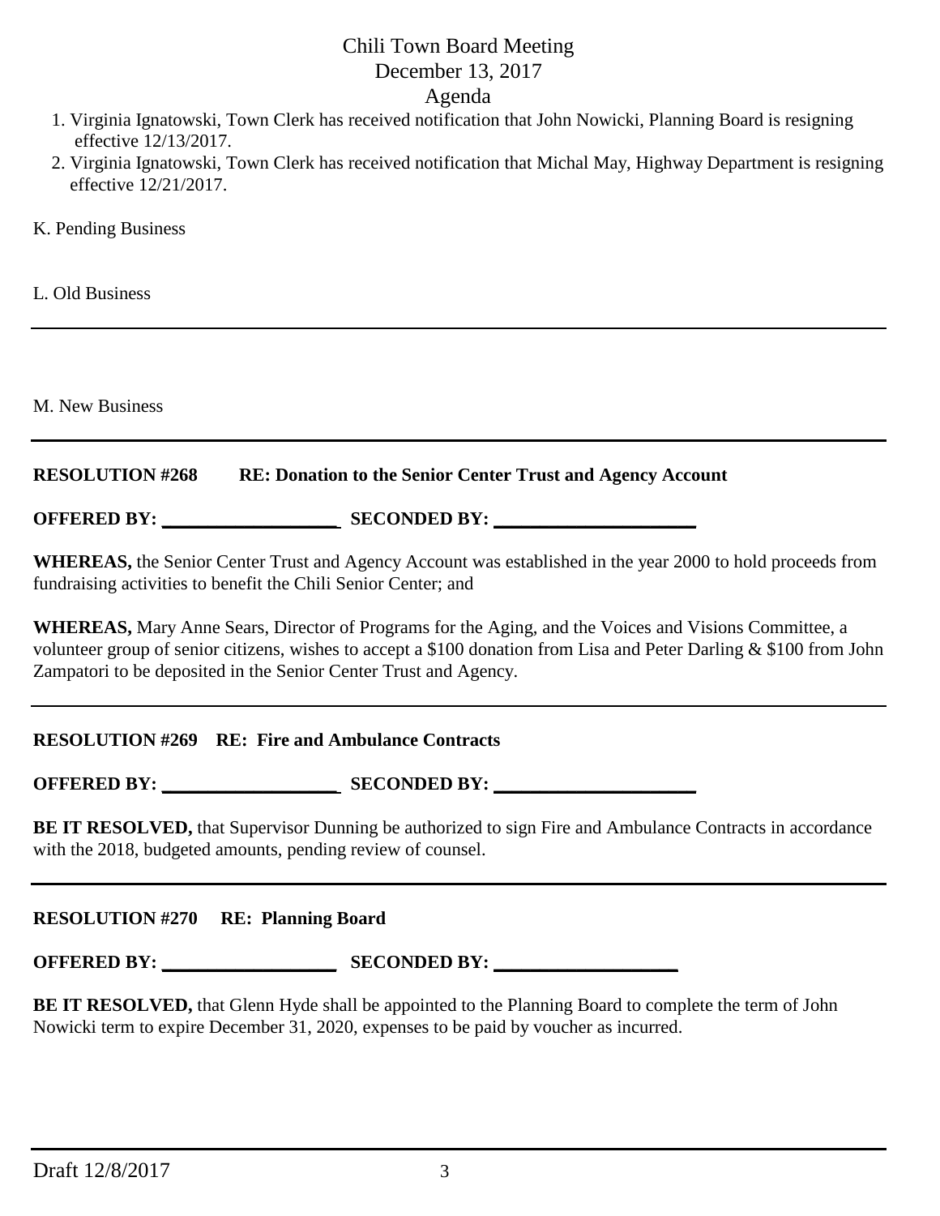# Chili Town Board Meeting
## December 13, 2017
## Agenda

1. Virginia Ignatowski, Town Clerk has received notification that John Nowicki, Planning Board is resigning effective 12/13/2017.
2. Virginia Ignatowski, Town Clerk has received notification that Michal May, Highway Department is resigning effective 12/21/2017.

K. Pending Business

L. Old Business

---

M. New Business

---

**RESOLUTION #268 RE: Donation to the Senior Center Trust and Agency Account**

**OFFERED BY: ___________________ SECONDED BY: _____________________**

**WHEREAS,** the Senior Center Trust and Agency Account was established in the year 2000 to hold proceeds from fundraising activities to benefit the Chili Senior Center; and

**WHEREAS,** Mary Anne Sears, Director of Programs for the Aging, and the Voices and Visions Committee, a volunteer group of senior citizens, wishes to accept a $100 donation from Lisa and Peter Darling & $100 from John Zampatori to be deposited in the Senior Center Trust and Agency.

---

**RESOLUTION #269 RE: Fire and Ambulance Contracts**

**OFFERED BY: ___________________ SECONDED BY: _____________________**

**BE IT RESOLVED,** that Supervisor Dunning be authorized to sign Fire and Ambulance Contracts in accordance with the 2018, budgeted amounts, pending review of counsel.

---

**RESOLUTION #270 RE: Planning Board**

**OFFERED BY: ___________________ SECONDED BY: ___________________**

**BE IT RESOLVED,** that Glenn Hyde shall be appointed to the Planning Board to complete the term of John Nowicki term to expire December 31, 2020, expenses to be paid by voucher as incurred.

Draft 12/8/2017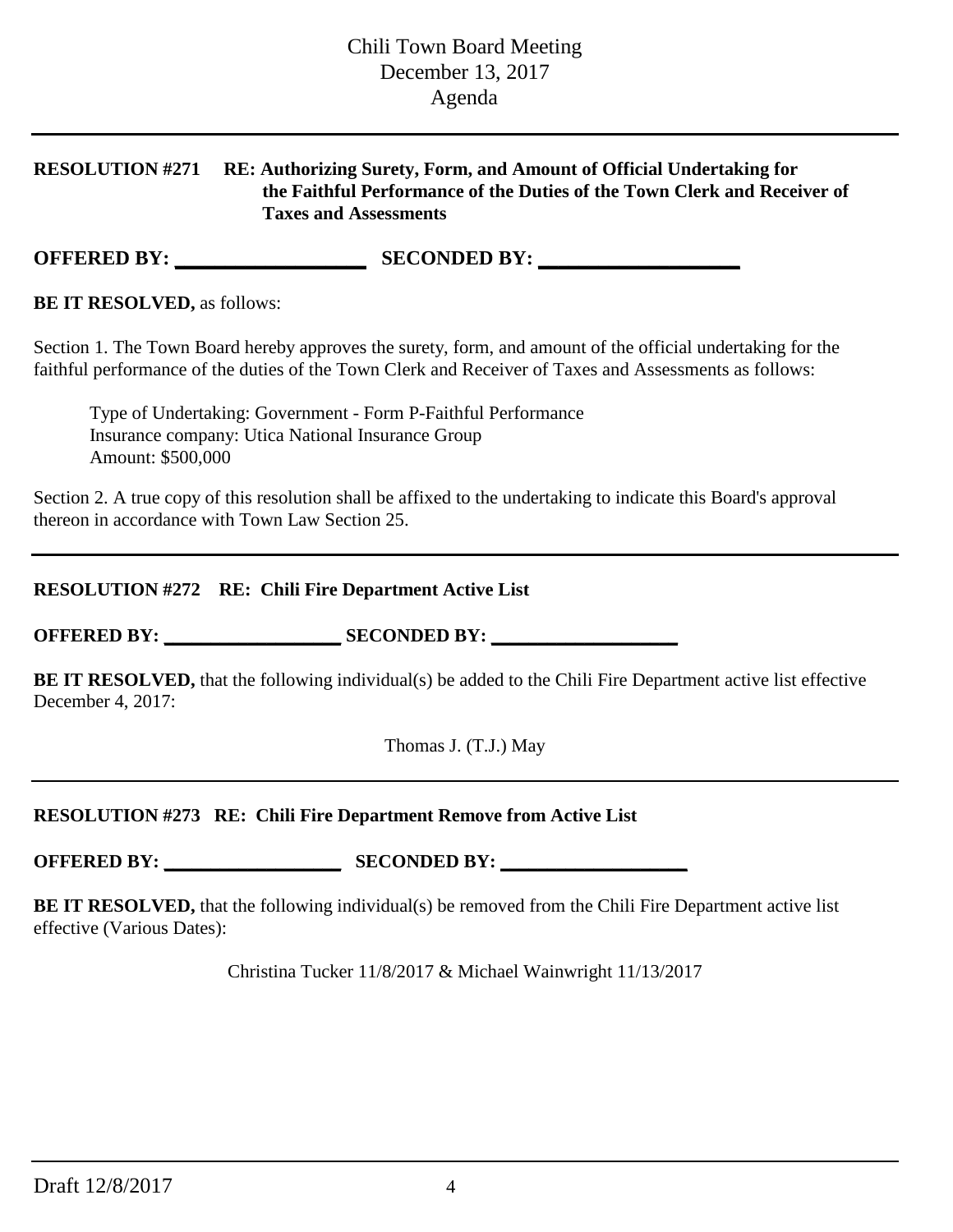**RESOLUTION #271 RE: Authorizing Surety, Form, and Amount of Official Undertaking for the Faithful Performance of the Duties of the Town Clerk and Receiver of Taxes and Assessments**

**OFFERED BY: ___________________ SECONDED BY: ___________________**

**BE IT RESOLVED,** as follows:

Section 1. The Town Board hereby approves the surety, form, and amount of the official undertaking for the faithful performance of the duties of the Town Clerk and Receiver of Taxes and Assessments as follows:

Type of Undertaking: Government - Form P-Faithful Performance
Insurance company: Utica National Insurance Group
Amount: $500,000

Section 2. A true copy of this resolution shall be affixed to the undertaking to indicate this Board's approval thereon in accordance with Town Law Section 25.

---

**RESOLUTION #272 RE: Chili Fire Department Active List**

**OFFERED BY: ___________________ SECONDED BY: ___________________**

**BE IT RESOLVED,** that the following individual(s) be added to the Chili Fire Department active list effective December 4, 2017:

Thomas J. (T.J.) May

---

**RESOLUTION #273 RE: Chili Fire Department Remove from Active List**

**OFFERED BY: ___________________ SECONDED BY: ___________________**

**BE IT RESOLVED,** that the following individual(s) be removed from the Chili Fire Department active list effective (Various Dates):

Christina Tucker 11/8/2017 & Michael Wainwright 11/13/2017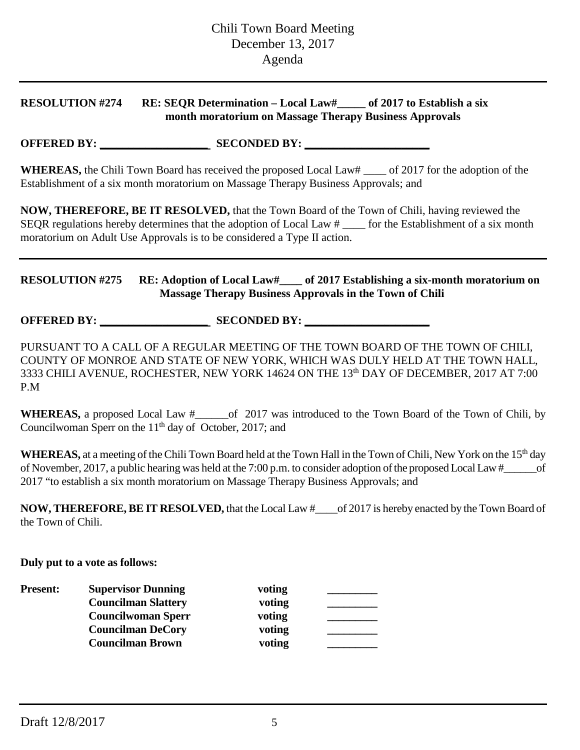Chili Town Board Meeting
December 13, 2017
Agenda

---

**RESOLUTION #274 RE: SEQR Determination – Local Law#_____ of 2017 to Establish a six month moratorium on Massage Therapy Business Approvals**

**OFFERED BY: ___________________ SECONDED BY: _____________________**

**WHEREAS,** the Chili Town Board has received the proposed Local Law# ____ of 2017 for the adoption of the Establishment of a six month moratorium on Massage Therapy Business Approvals; and

**NOW, THEREFORE, BE IT RESOLVED,** that the Town Board of the Town of Chili, having reviewed the SEQR regulations hereby determines that the adoption of Local Law # ____ for the Establishment of a six month moratorium on Adult Use Approvals is to be considered a Type II action.

---

**RESOLUTION #275 RE: Adoption of Local Law#____ of 2017 Establishing a six-month moratorium on Massage Therapy Business Approvals in the Town of Chili**

**OFFERED BY: ___________________ SECONDED BY: _____________________**

PURSUANT TO A CALL OF A REGULAR MEETING OF THE TOWN BOARD OF THE TOWN OF CHILI, COUNTY OF MONROE AND STATE OF NEW YORK, WHICH WAS DULY HELD AT THE TOWN HALL, 3333 CHILI AVENUE, ROCHESTER, NEW YORK 14624 ON THE 13th DAY OF DECEMBER, 2017 AT 7:00 P.M

**WHEREAS,** a proposed Local Law #______of 2017 was introduced to the Town Board of the Town of Chili, by Councilwoman Sperr on the 11th day of October, 2017; and

**WHEREAS,** at a meeting of the Chili Town Board held at the Town Hall in the Town of Chili, New York on the 15th day of November, 2017, a public hearing was held at the 7:00 p.m. to consider adoption of the proposed Local Law #______of 2017 "to establish a six month moratorium on Massage Therapy Business Approvals; and

**NOW, THEREFORE, BE IT RESOLVED,** that the Local Law #____of 2017 is hereby enacted by the Town Board of the Town of Chili.

**Duly put to a vote as follows:**

| **Present:** | **Supervisor Dunning** | **voting** | _________ |
|---|---|---|---|
| | **Councilman Slattery** | **voting** | _________ |
| | **Councilwoman Sperr** | **voting** | _________ |
| | **Councilman DeCory** | **voting** | _________ |
| | **Councilman Brown** | **voting** | _________ |

---

Draft 12/8/2017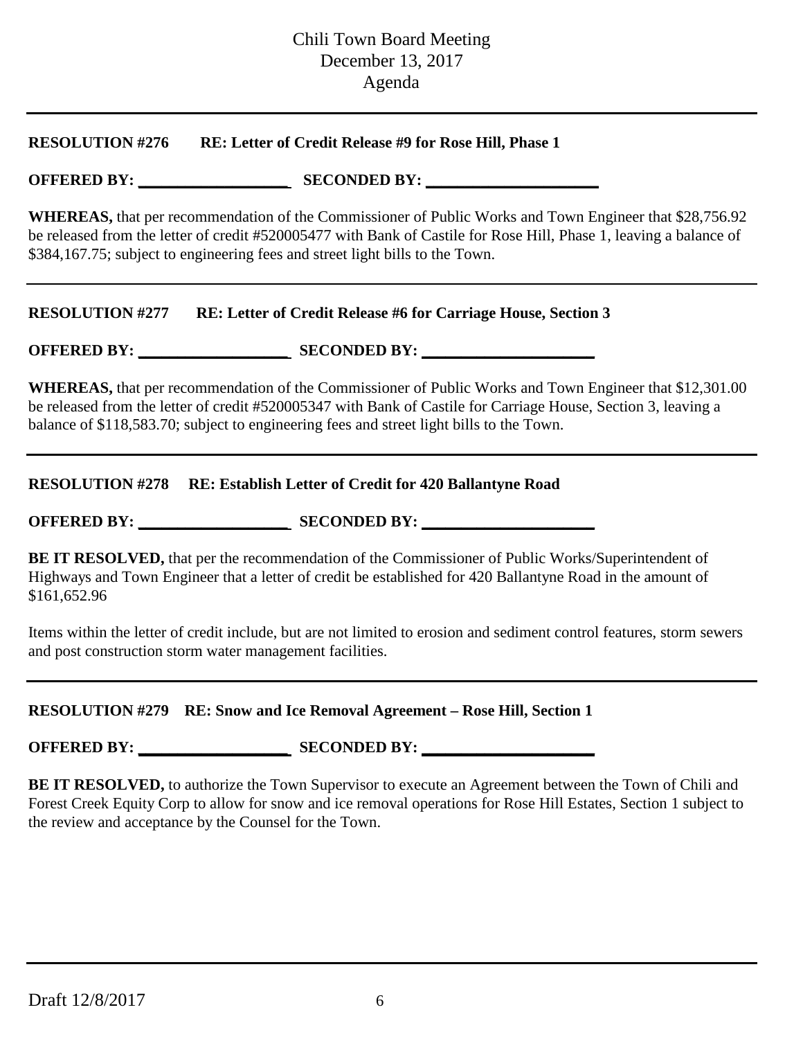**RESOLUTION #276 RE: Letter of Credit Release #9 for Rose Hill, Phase 1**

**OFFERED BY: ___________________ SECONDED BY: _____________________**

**WHEREAS,** that per recommendation of the Commissioner of Public Works and Town Engineer that $28,756.92 be released from the letter of credit #520005477 with Bank of Castile for Rose Hill, Phase 1, leaving a balance of $384,167.75; subject to engineering fees and street light bills to the Town.

---

**RESOLUTION #277 RE: Letter of Credit Release #6 for Carriage House, Section 3**

**OFFERED BY: ___________________ SECONDED BY: _____________________**

**WHEREAS,** that per recommendation of the Commissioner of Public Works and Town Engineer that $12,301.00 be released from the letter of credit #520005347 with Bank of Castile for Carriage House, Section 3, leaving a balance of $118,583.70; subject to engineering fees and street light bills to the Town.

---

**RESOLUTION #278 RE: Establish Letter of Credit for 420 Ballantyne Road**

**OFFERED BY: ___________________ SECONDED BY: _____________________**

**BE IT RESOLVED,** that per the recommendation of the Commissioner of Public Works/Superintendent of Highways and Town Engineer that a letter of credit be established for 420 Ballantyne Road in the amount of $161,652.96

Items within the letter of credit include, but are not limited to erosion and sediment control features, storm sewers and post construction storm water management facilities.

---

**RESOLUTION #279 RE: Snow and Ice Removal Agreement – Rose Hill, Section 1**

**OFFERED BY: ___________________ SECONDED BY: _____________________**

**BE IT RESOLVED,** to authorize the Town Supervisor to execute an Agreement between the Town of Chili and Forest Creek Equity Corp to allow for snow and ice removal operations for Rose Hill Estates, Section 1 subject to the review and acceptance by the Counsel for the Town.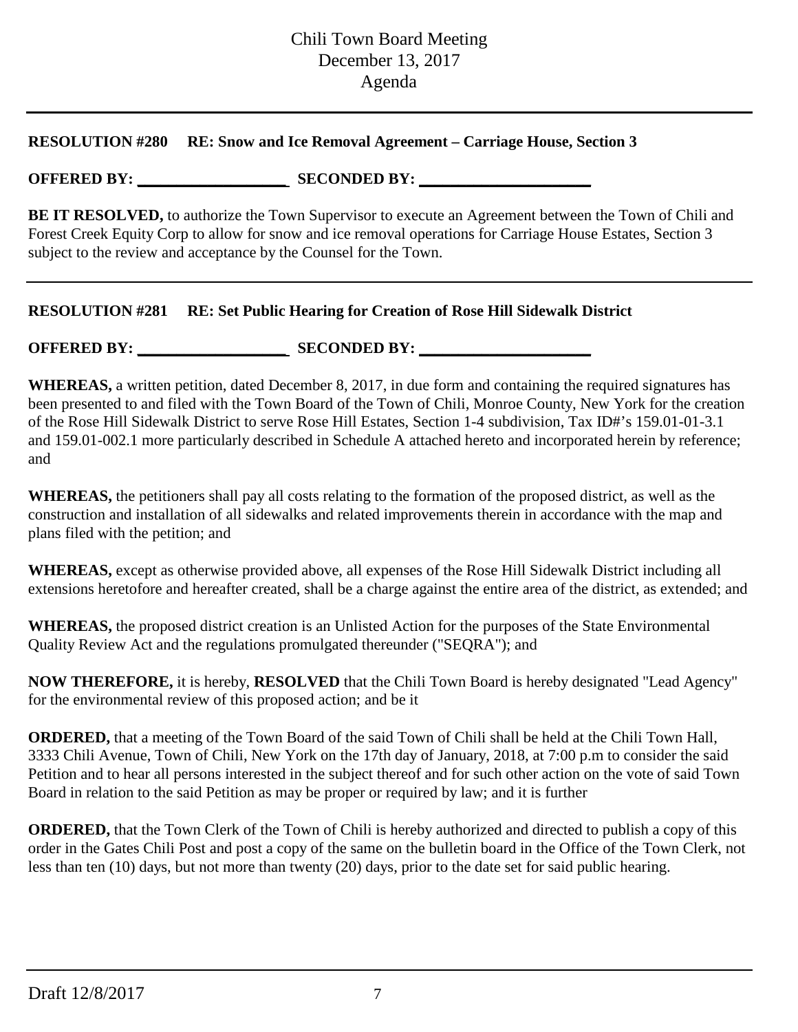**RESOLUTION #280 RE: Snow and Ice Removal Agreement – Carriage House, Section 3**

**OFFERED BY: ___________________ SECONDED BY: _____________________**

**BE IT RESOLVED,** to authorize the Town Supervisor to execute an Agreement between the Town of Chili and Forest Creek Equity Corp to allow for snow and ice removal operations for Carriage House Estates, Section 3 subject to the review and acceptance by the Counsel for the Town.

---

**RESOLUTION #281 RE: Set Public Hearing for Creation of Rose Hill Sidewalk District**

**OFFERED BY: ___________________ SECONDED BY: _____________________**

**WHEREAS,** a written petition, dated December 8, 2017, in due form and containing the required signatures has been presented to and filed with the Town Board of the Town of Chili, Monroe County, New York for the creation of the Rose Hill Sidewalk District to serve Rose Hill Estates, Section 1-4 subdivision, Tax ID#'s 159.01-01-3.1 and 159.01-002.1 more particularly described in Schedule A attached hereto and incorporated herein by reference; and

**WHEREAS,** the petitioners shall pay all costs relating to the formation of the proposed district, as well as the construction and installation of all sidewalks and related improvements therein in accordance with the map and plans filed with the petition; and

**WHEREAS,** except as otherwise provided above, all expenses of the Rose Hill Sidewalk District including all extensions heretofore and hereafter created, shall be a charge against the entire area of the district, as extended; and

**WHEREAS,** the proposed district creation is an Unlisted Action for the purposes of the State Environmental Quality Review Act and the regulations promulgated thereunder ("SEQRA"); and

**NOW THEREFORE,** it is hereby, **RESOLVED** that the Chili Town Board is hereby designated "Lead Agency" for the environmental review of this proposed action; and be it

**ORDERED,** that a meeting of the Town Board of the said Town of Chili shall be held at the Chili Town Hall, 3333 Chili Avenue, Town of Chili, New York on the 17th day of January, 2018, at 7:00 p.m to consider the said Petition and to hear all persons interested in the subject thereof and for such other action on the vote of said Town Board in relation to the said Petition as may be proper or required by law; and it is further

**ORDERED,** that the Town Clerk of the Town of Chili is hereby authorized and directed to publish a copy of this order in the Gates Chili Post and post a copy of the same on the bulletin board in the Office of the Town Clerk, not less than ten (10) days, but not more than twenty (20) days, prior to the date set for said public hearing.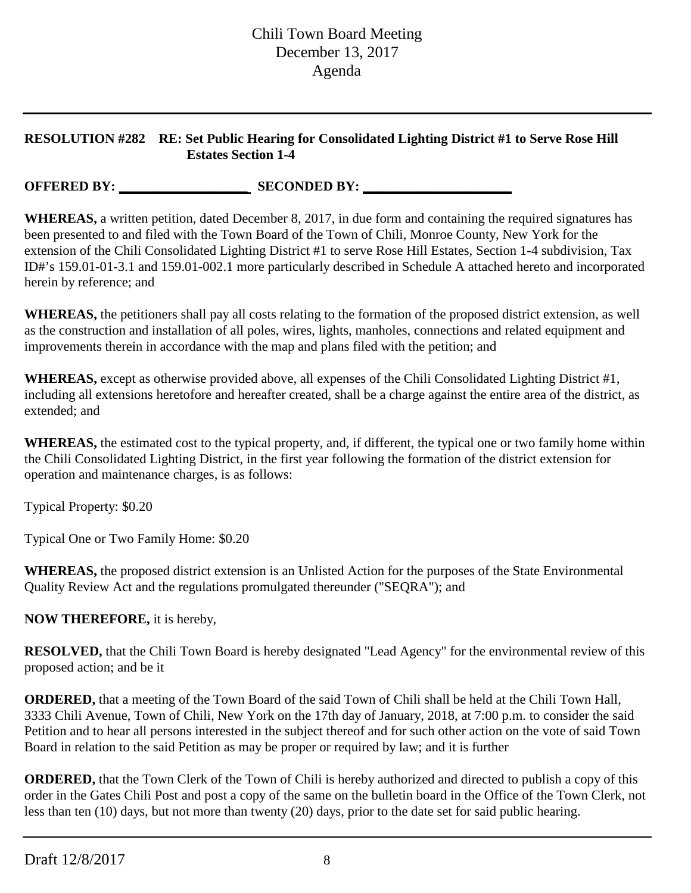**RESOLUTION #282 RE: Set Public Hearing for Consolidated Lighting District #1 to Serve Rose Hill Estates Section 1-4**

**OFFERED BY: ___________________ SECONDED BY: _____________________**

**WHEREAS,** a written petition, dated December 8, 2017, in due form and containing the required signatures has been presented to and filed with the Town Board of the Town of Chili, Monroe County, New York for the extension of the Chili Consolidated Lighting District #1 to serve Rose Hill Estates, Section 1-4 subdivision, Tax ID#'s 159.01-01-3.1 and 159.01-002.1 more particularly described in Schedule A attached hereto and incorporated herein by reference; and

**WHEREAS,** the petitioners shall pay all costs relating to the formation of the proposed district extension, as well as the construction and installation of all poles, wires, lights, manholes, connections and related equipment and improvements therein in accordance with the map and plans filed with the petition; and

**WHEREAS,** except as otherwise provided above, all expenses of the Chili Consolidated Lighting District #1, including all extensions heretofore and hereafter created, shall be a charge against the entire area of the district, as extended; and

**WHEREAS,** the estimated cost to the typical property, and, if different, the typical one or two family home within the Chili Consolidated Lighting District, in the first year following the formation of the district extension for operation and maintenance charges, is as follows:

Typical Property: $0.20

Typical One or Two Family Home: $0.20

**WHEREAS,** the proposed district extension is an Unlisted Action for the purposes of the State Environmental Quality Review Act and the regulations promulgated thereunder ("SEQRA"); and

**NOW THEREFORE,** it is hereby,

**RESOLVED,** that the Chili Town Board is hereby designated "Lead Agency" for the environmental review of this proposed action; and be it

**ORDERED,** that a meeting of the Town Board of the said Town of Chili shall be held at the Chili Town Hall, 3333 Chili Avenue, Town of Chili, New York on the 17th day of January, 2018, at 7:00 p.m. to consider the said Petition and to hear all persons interested in the subject thereof and for such other action on the vote of said Town Board in relation to the said Petition as may be proper or required by law; and it is further

**ORDERED,** that the Town Clerk of the Town of Chili is hereby authorized and directed to publish a copy of this order in the Gates Chili Post and post a copy of the same on the bulletin board in the Office of the Town Clerk, not less than ten (10) days, but not more than twenty (20) days, prior to the date set for said public hearing.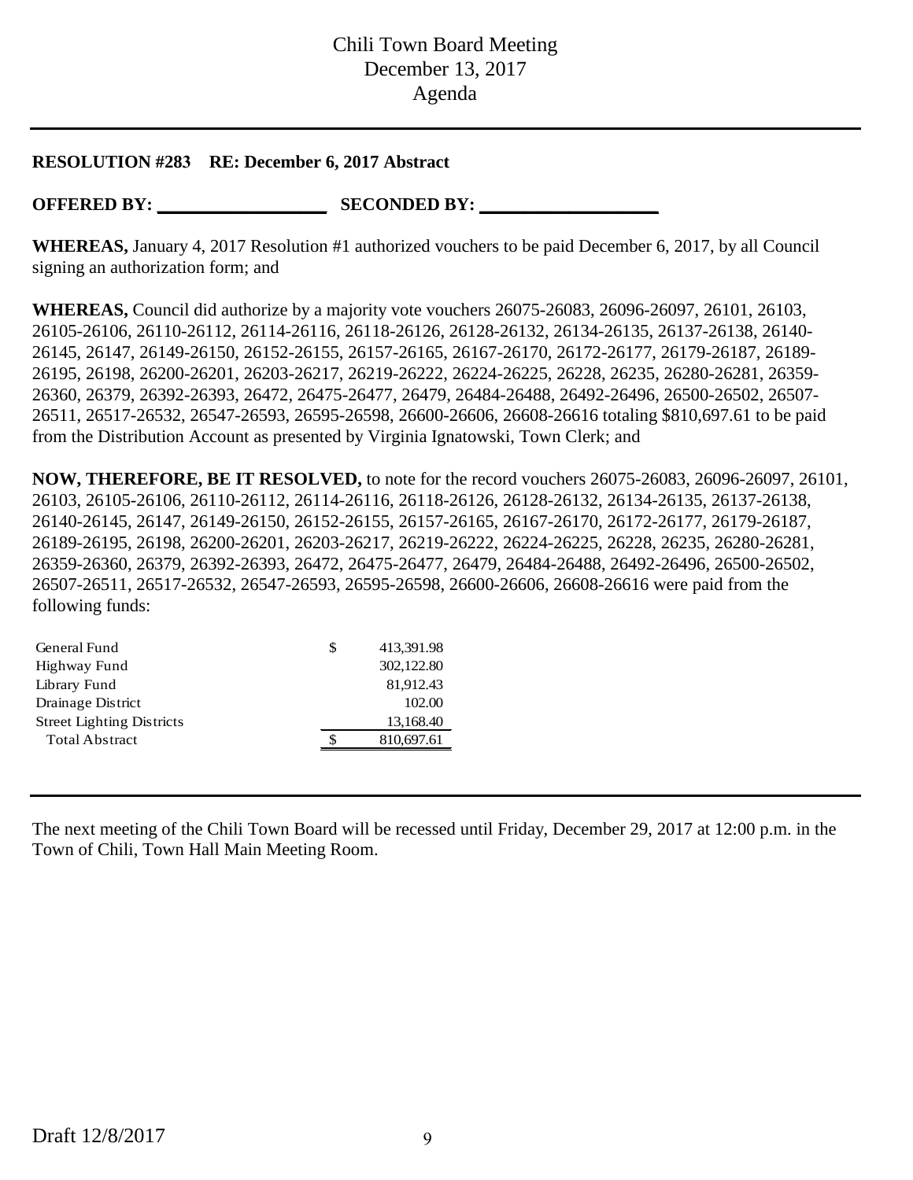Chili Town Board Meeting
December 13, 2017
Agenda

---

**RESOLUTION #283 RE: December 6, 2017 Abstract**

**OFFERED BY: \_\_\_\_\_\_\_\_\_\_\_\_\_\_\_\_\_\_\_ SECONDED BY: \_\_\_\_\_\_\_\_\_\_\_\_\_\_\_\_\_\_\_\_**

**WHEREAS,** January 4, 2017 Resolution #1 authorized vouchers to be paid December 6, 2017, by all Council signing an authorization form; and

**WHEREAS,** Council did authorize by a majority vote vouchers 26075-26083, 26096-26097, 26101, 26103, 26105-26106, 26110-26112, 26114-26116, 26118-26126, 26128-26132, 26134-26135, 26137-26138, 26140-26145, 26147, 26149-26150, 26152-26155, 26157-26165, 26167-26170, 26172-26177, 26179-26187, 26189-26195, 26198, 26200-26201, 26203-26217, 26219-26222, 26224-26225, 26228, 26235, 26280-26281, 26359-26360, 26379, 26392-26393, 26472, 26475-26477, 26479, 26484-26488, 26492-26496, 26500-26502, 26507-26511, 26517-26532, 26547-26593, 26595-26598, 26600-26606, 26608-26616 totaling $810,697.61 to be paid from the Distribution Account as presented by Virginia Ignatowski, Town Clerk; and

**NOW, THEREFORE, BE IT RESOLVED,** to note for the record vouchers 26075-26083, 26096-26097, 26101, 26103, 26105-26106, 26110-26112, 26114-26116, 26118-26126, 26128-26132, 26134-26135, 26137-26138, 26140-26145, 26147, 26149-26150, 26152-26155, 26157-26165, 26167-26170, 26172-26177, 26179-26187, 26189-26195, 26198, 26200-26201, 26203-26217, 26219-26222, 26224-26225, 26228, 26235, 26280-26281, 26359-26360, 26379, 26392-26393, 26472, 26475-26477, 26479, 26484-26488, 26492-26496, 26500-26502, 26507-26511, 26517-26532, 26547-26593, 26595-26598, 26600-26606, 26608-26616 were paid from the following funds:

| | | |
|---|---|---|
| General Fund | $ | 413,391.98 |
| Highway Fund | | 302,122.80 |
| Library Fund | | 81,912.43 |
| Drainage District | | 102.00 |
| Street Lighting Districts | | 13,168.40 |
| Total Abstract | $ | 810,697.61 |

---

The next meeting of the Chili Town Board will be recessed until Friday, December 29, 2017 at 12:00 p.m. in the Town of Chili, Town Hall Main Meeting Room.

Draft 12/8/2017